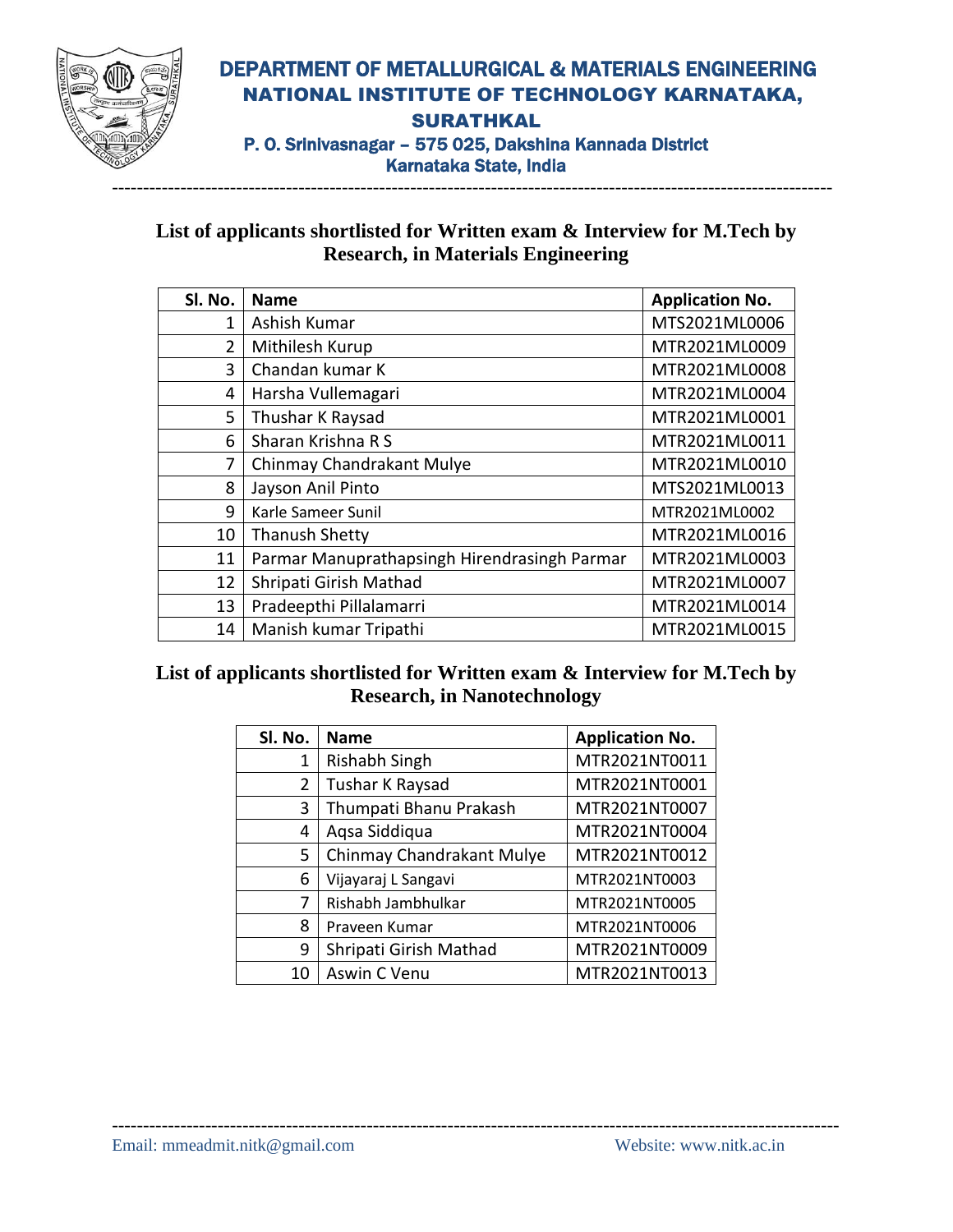# DEPARTMENT OF METALLURGICAL & MATERIALS ENGINEERING

## NATIONAL INSTITUTE OF TECHNOLOGY KARNATAKA, SURATHKAL

P. O. Srinivasnagar – 575 025, Dakshina Kannada District

Karnataka State, India

---

### List of applicants shortlisted for Written exam & Interview for M.Tech by Research, in Materials Engineering

| Sl. No. | Name | Application No. |
|---|---|---|
| 1 | Ashish Kumar | MTS2021ML0006 |
| 2 | Mithilesh Kurup | MTR2021ML0009 |
| 3 | Chandan kumar K | MTR2021ML0008 |
| 4 | Harsha Vullemagari | MTR2021ML0004 |
| 5 | Thushar K Raysad | MTR2021ML0001 |
| 6 | Sharan Krishna R S | MTR2021ML0011 |
| 7 | Chinmay Chandrakant Mulye | MTR2021ML0010 |
| 8 | Jayson Anil Pinto | MTS2021ML0013 |
| 9 | Karle Sameer Sunil | MTR2021ML0002 |
| 10 | Thanush Shetty | MTR2021ML0016 |
| 11 | Parmar Manuprathapsingh Hirendrasingh Parmar | MTR2021ML0003 |
| 12 | Shripati Girish Mathad | MTR2021ML0007 |
| 13 | Pradeepthi Pillalamarri | MTR2021ML0014 |
| 14 | Manish kumar Tripathi | MTR2021ML0015 |

### List of applicants shortlisted for Written exam & Interview for M.Tech by Research, in Nanotechnology

| Sl. No. | Name | Application No. |
|---|---|---|
| 1 | Rishabh Singh | MTR2021NT0011 |
| 2 | Tushar K Raysad | MTR2021NT0001 |
| 3 | Thumpati Bhanu Prakash | MTR2021NT0007 |
| 4 | Aqsa Siddiqua | MTR2021NT0004 |
| 5 | Chinmay Chandrakant Mulye | MTR2021NT0012 |
| 6 | Vijayaraj L Sangavi | MTR2021NT0003 |
| 7 | Rishabh Jambhulkar | MTR2021NT0005 |
| 8 | Praveen Kumar | MTR2021NT0006 |
| 9 | Shripati Girish Mathad | MTR2021NT0009 |
| 10 | Aswin C Venu | MTR2021NT0013 |

---

Email: mmeadmit.nitk@gmail.com    Website: www.nitk.ac.in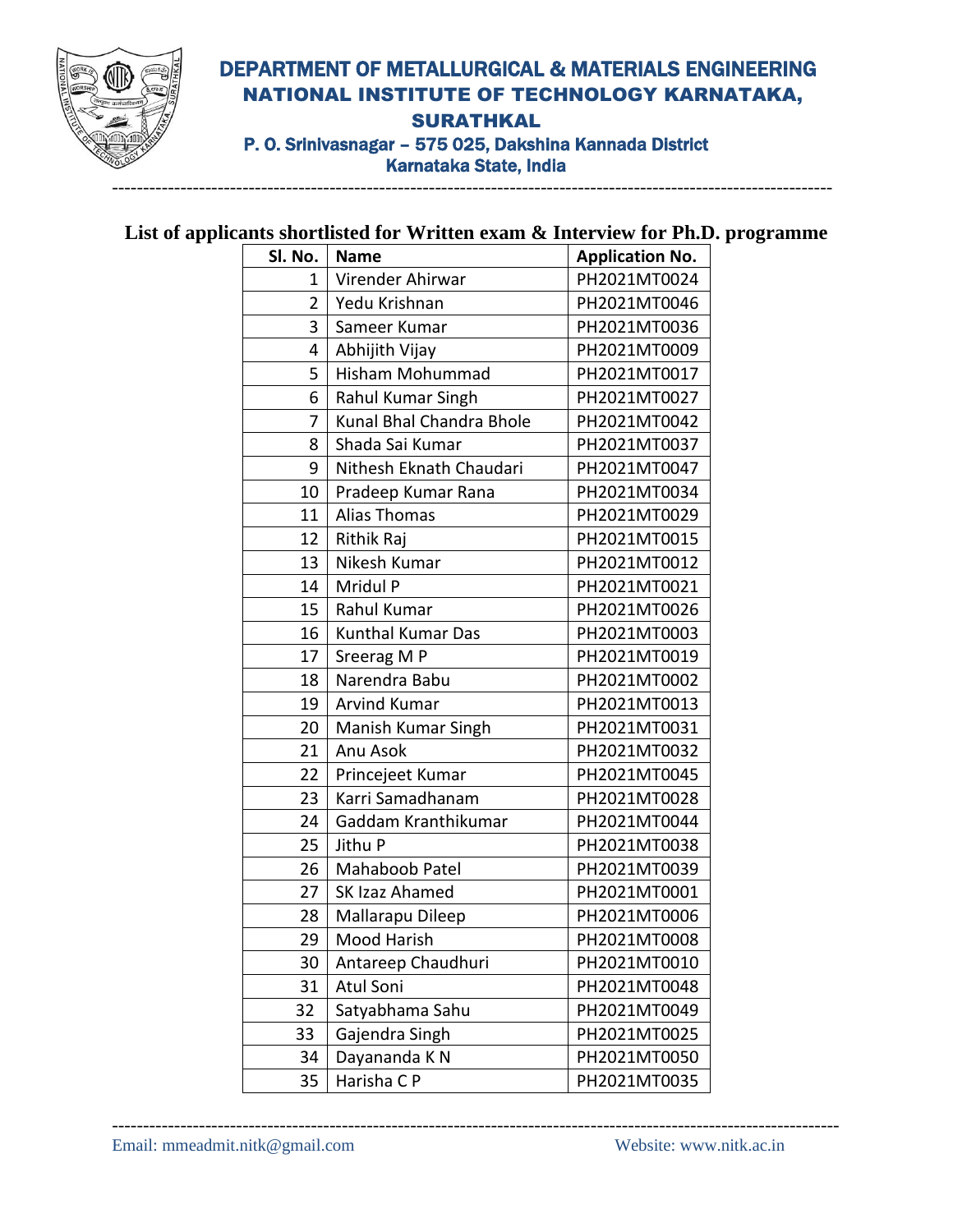# DEPARTMENT OF METALLURGICAL & MATERIALS ENGINEERING
## NATIONAL INSTITUTE OF TECHNOLOGY KARNATAKA, SURATHKAL

P. O. Srinivasnagar – 575 025, Dakshina Kannada District
Karnataka State, India

---

### List of applicants shortlisted for Written exam & Interview for Ph.D. programme

| Sl. No. | Name | Application No. |
|---|---|---|
| 1 | Virender Ahirwar | PH2021MT0024 |
| 2 | Yedu Krishnan | PH2021MT0046 |
| 3 | Sameer Kumar | PH2021MT0036 |
| 4 | Abhijith Vijay | PH2021MT0009 |
| 5 | Hisham Mohummad | PH2021MT0017 |
| 6 | Rahul Kumar Singh | PH2021MT0027 |
| 7 | Kunal Bhal Chandra Bhole | PH2021MT0042 |
| 8 | Shada Sai Kumar | PH2021MT0037 |
| 9 | Nithesh Eknath Chaudari | PH2021MT0047 |
| 10 | Pradeep Kumar Rana | PH2021MT0034 |
| 11 | Alias Thomas | PH2021MT0029 |
| 12 | Rithik Raj | PH2021MT0015 |
| 13 | Nikesh Kumar | PH2021MT0012 |
| 14 | Mridul P | PH2021MT0021 |
| 15 | Rahul Kumar | PH2021MT0026 |
| 16 | Kunthal Kumar Das | PH2021MT0003 |
| 17 | Sreerag M P | PH2021MT0019 |
| 18 | Narendra Babu | PH2021MT0002 |
| 19 | Arvind Kumar | PH2021MT0013 |
| 20 | Manish Kumar Singh | PH2021MT0031 |
| 21 | Anu Asok | PH2021MT0032 |
| 22 | Princejeet Kumar | PH2021MT0045 |
| 23 | Karri Samadhanam | PH2021MT0028 |
| 24 | Gaddam Kranthikumar | PH2021MT0044 |
| 25 | Jithu P | PH2021MT0038 |
| 26 | Mahaboob Patel | PH2021MT0039 |
| 27 | SK Izaz Ahamed | PH2021MT0001 |
| 28 | Mallarapu Dileep | PH2021MT0006 |
| 29 | Mood Harish | PH2021MT0008 |
| 30 | Antareep Chaudhuri | PH2021MT0010 |
| 31 | Atul Soni | PH2021MT0048 |
| 32 | Satyabhama Sahu | PH2021MT0049 |
| 33 | Gajendra Singh | PH2021MT0025 |
| 34 | Dayananda K N | PH2021MT0050 |
| 35 | Harisha C P | PH2021MT0035 |

---

Email: mmeadmit.nitk@gmail.com    Website: www.nitk.ac.in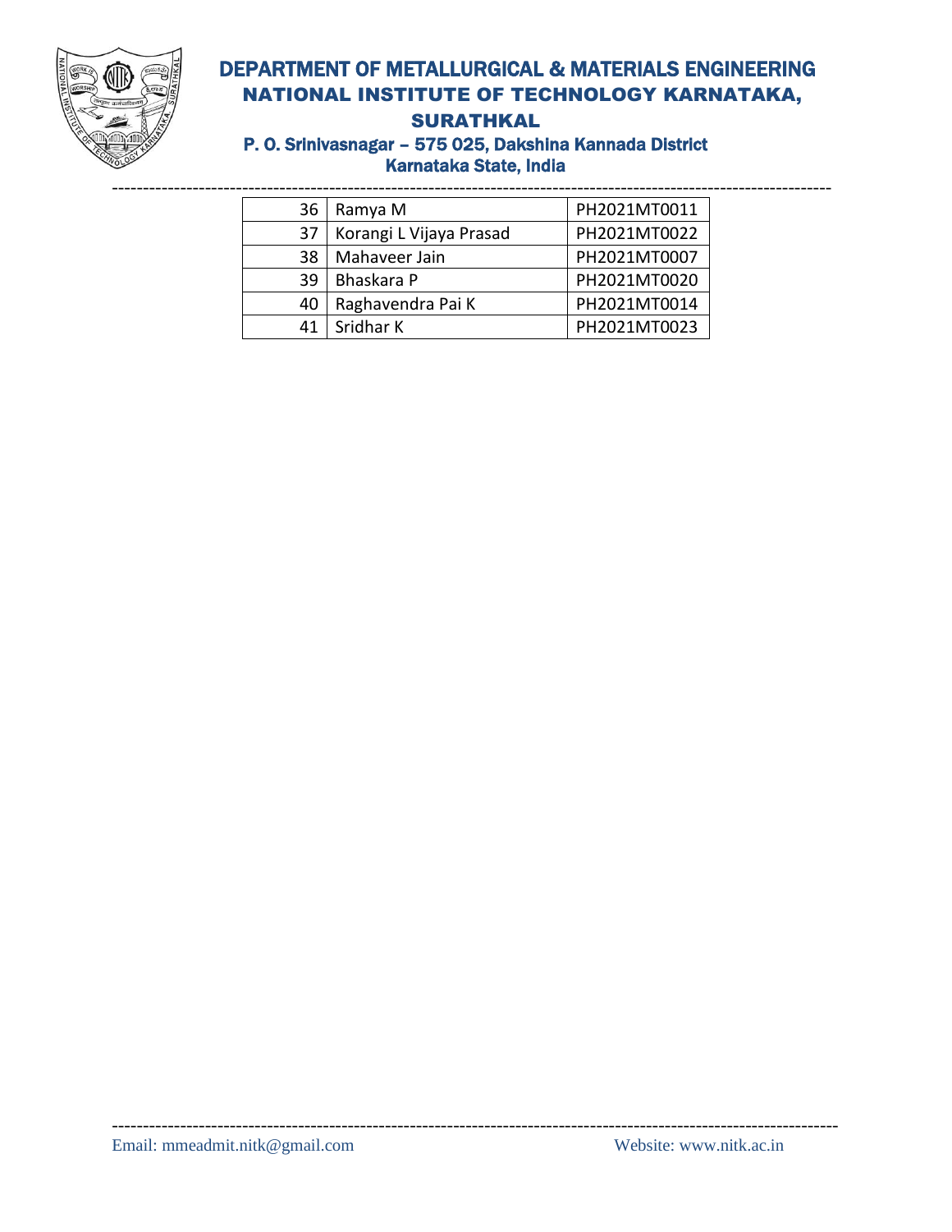| | | |
|---|---|---|
| 36 | Ramya M | PH2021MT0011 |
| 37 | Korangi L Vijaya Prasad | PH2021MT0022 |
| 38 | Mahaveer Jain | PH2021MT0007 |
| 39 | Bhaskara P | PH2021MT0020 |
| 40 | Raghavendra Pai K | PH2021MT0014 |
| 41 | Sridhar K | PH2021MT0023 |